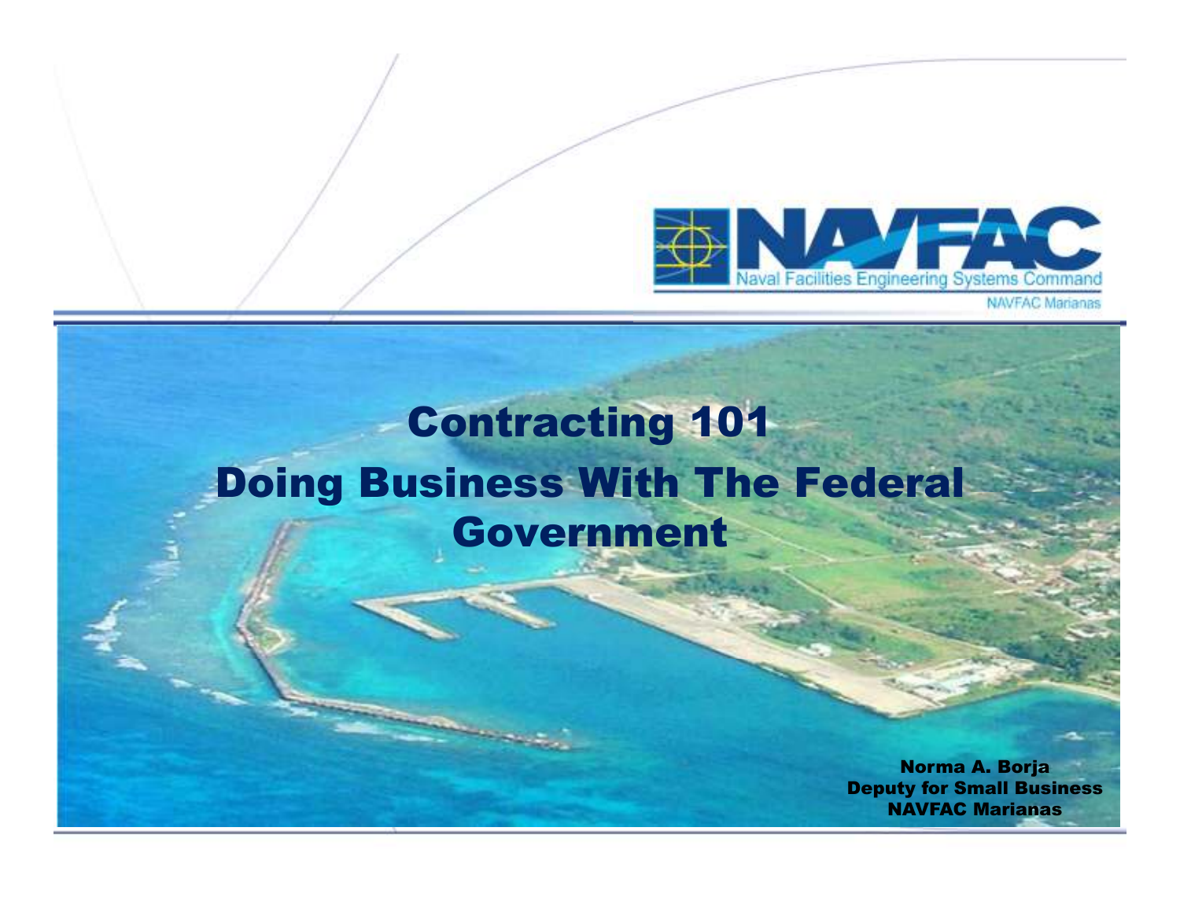NAVFAC
Naval Facilities Engineering Systems Command
NAVFAC Marianas

# Contracting 101
# Doing Business With The Federal Government

**Norma A. Borja**
**Deputy for Small Business**
**NAVFAC Marianas**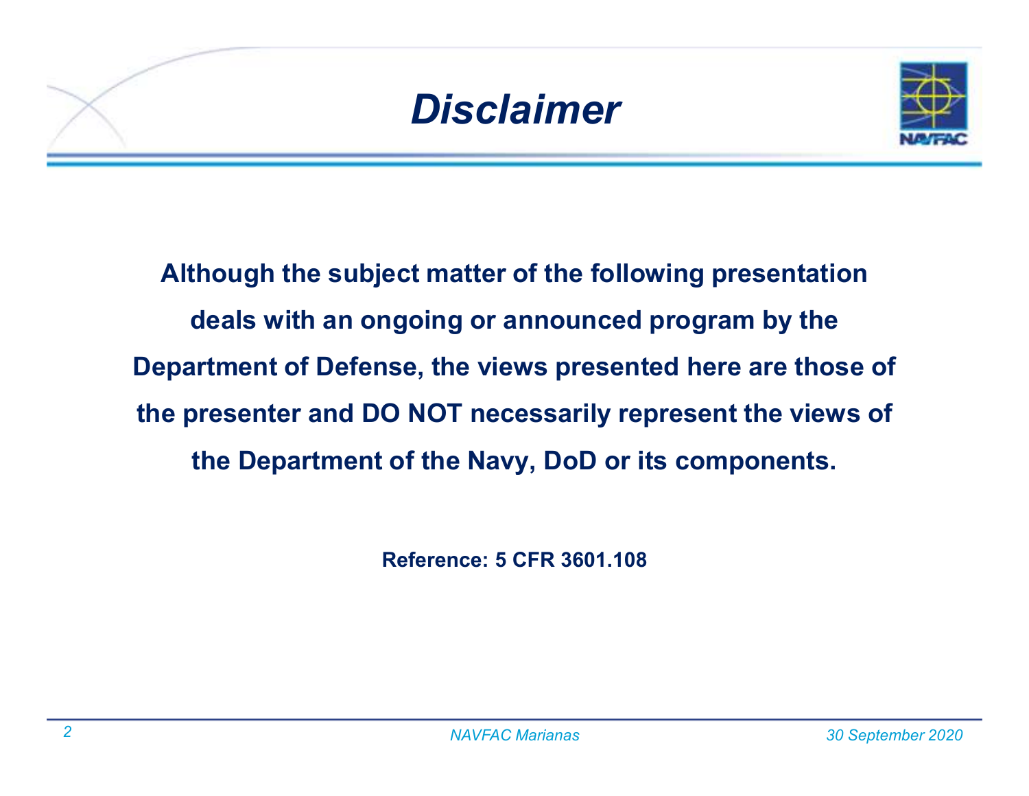# *Disclaimer*

**Although the subject matter of the following presentation deals with an ongoing or announced program by the Department of Defense, the views presented here are those of the presenter and DO NOT necessarily represent the views of the Department of the Navy, DoD or its components.**

**Reference: 5 CFR 3601.108**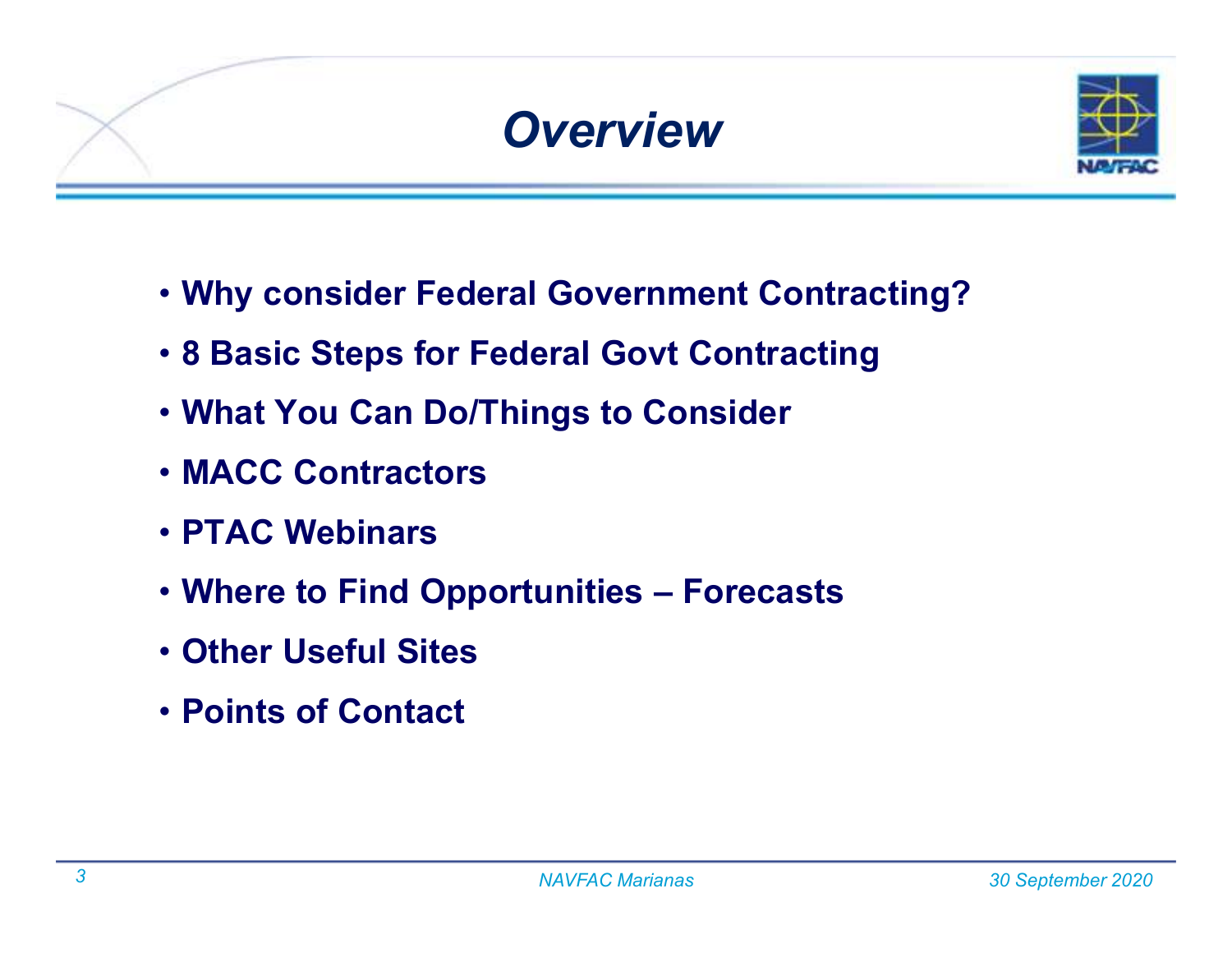# *Overview*

- **Why consider Federal Government Contracting?**
- **8 Basic Steps for Federal Govt Contracting**
- **What You Can Do/Things to Consider**
- **MACC Contractors**
- **PTAC Webinars**
- **Where to Find Opportunities – Forecasts**
- **Other Useful Sites**
- **Points of Contact**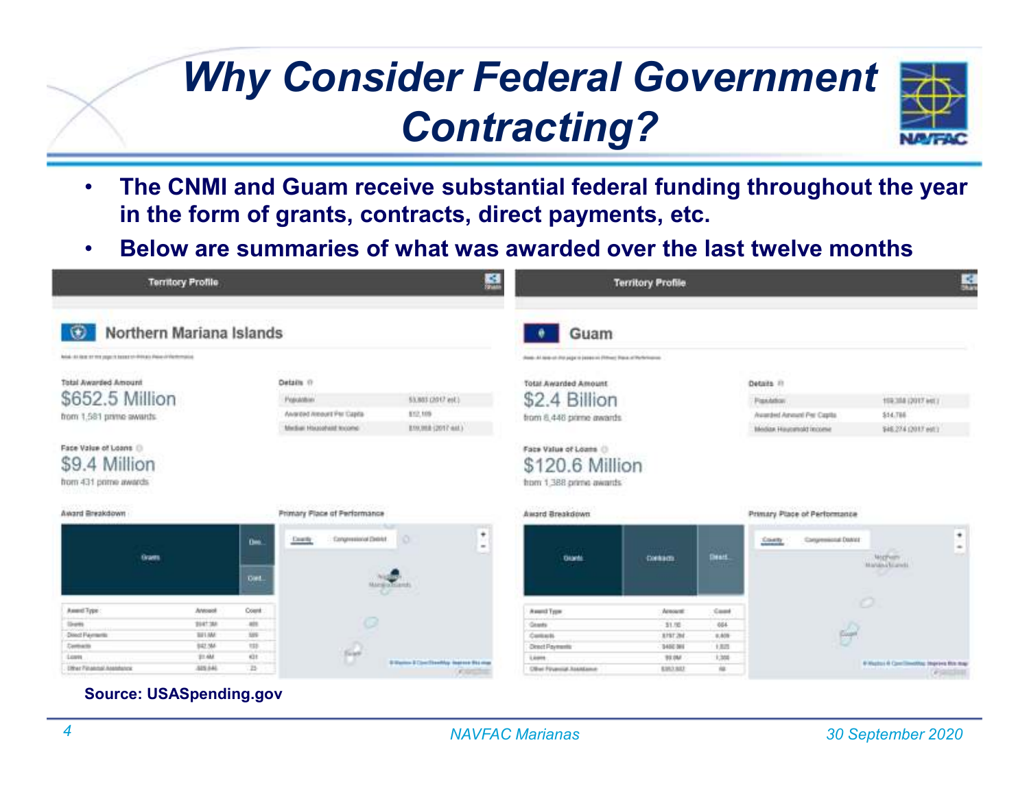# Why Consider Federal Government Contracting?

- **The CNMI and Guam receive substantial federal funding throughout the year in the form of grants, contracts, direct payments, etc.**
- **Below are summaries of what was awarded over the last twelve months**

## Territory Profile

### Northern Mariana Islands

Total Awarded Amount
$652.5 Million
from 1,581 prime awards

Face Value of Loans
$9.4 Million
from 431 prime awards

| Details | |
|---|---|
| Population | 53,883 (2017 est.) |
| Awarded Amount Per Capita | $12,109 |
| Median Household Income | $19,958 (2017 est.) |

Award Breakdown

| Award Type | Amount | Count |
|---|---|---|
| Grants | $547.3M | 485 |
| Direct Payments | $61.6M | 509 |
| Contracts | $42.3M | 133 |
| Loans | $1.4M | 431 |
| Other Financial Assistance | 305,646 | 23 |

### Guam

Total Awarded Amount
$2.4 Billion
from 6,446 prime awards

Face Value of Loans
$120.6 Million
from 1,388 prime awards

| Details | |
|---|---|
| Population | 159,358 (2017 est.) |
| Awarded Amount Per Capita | $14,786 |
| Median Household Income | $48,274 (2017 est.) |

Award Breakdown

| Award Type | Amount | Count |
|---|---|---|
| Grants | $1.1B | 664 |
| Contracts | $797.2M | 4,409 |
| Direct Payments | $460.9M | 1,825 |
| Loans | $9.0M | 1,388 |
| Other Financial Assistance | $353,932 | 66 |

**Source: USASpending.gov**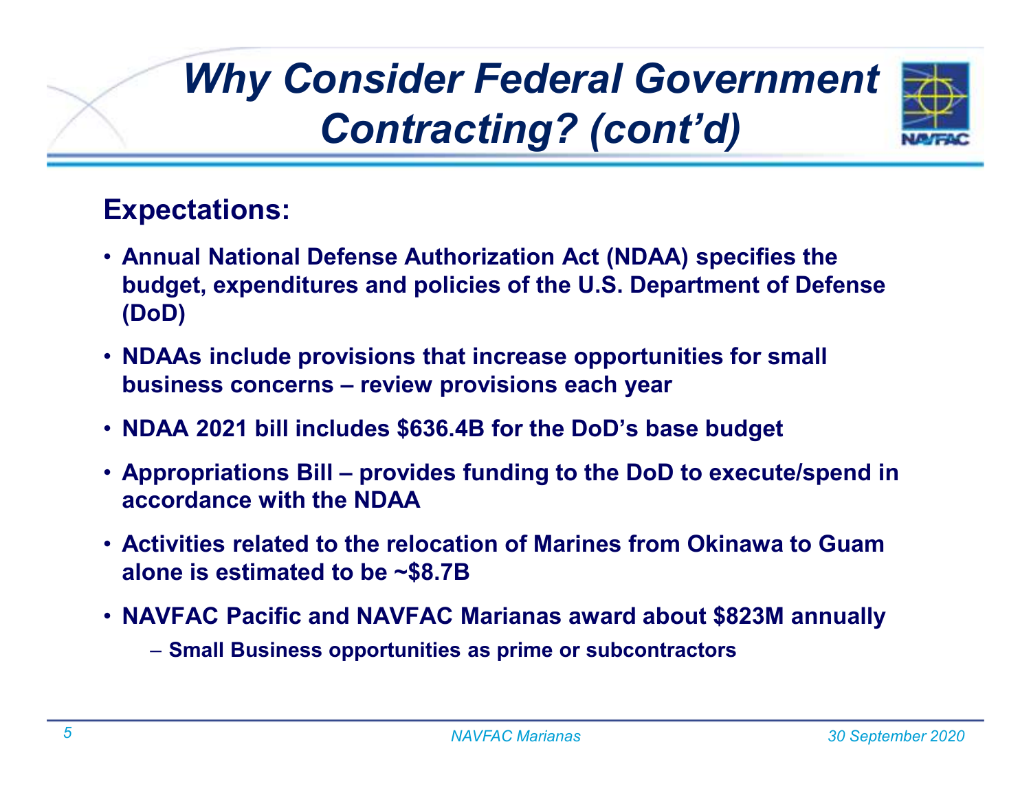# Why Consider Federal Government Contracting? (cont'd)

## Expectations:

- Annual National Defense Authorization Act (NDAA) specifies the budget, expenditures and policies of the U.S. Department of Defense (DoD)
- NDAAs include provisions that increase opportunities for small business concerns – review provisions each year
- NDAA 2021 bill includes $636.4B for the DoD's base budget
- Appropriations Bill – provides funding to the DoD to execute/spend in accordance with the NDAA
- Activities related to the relocation of Marines from Okinawa to Guam alone is estimated to be ~$8.7B
- NAVFAC Pacific and NAVFAC Marianas award about $823M annually
  - Small Business opportunities as prime or subcontractors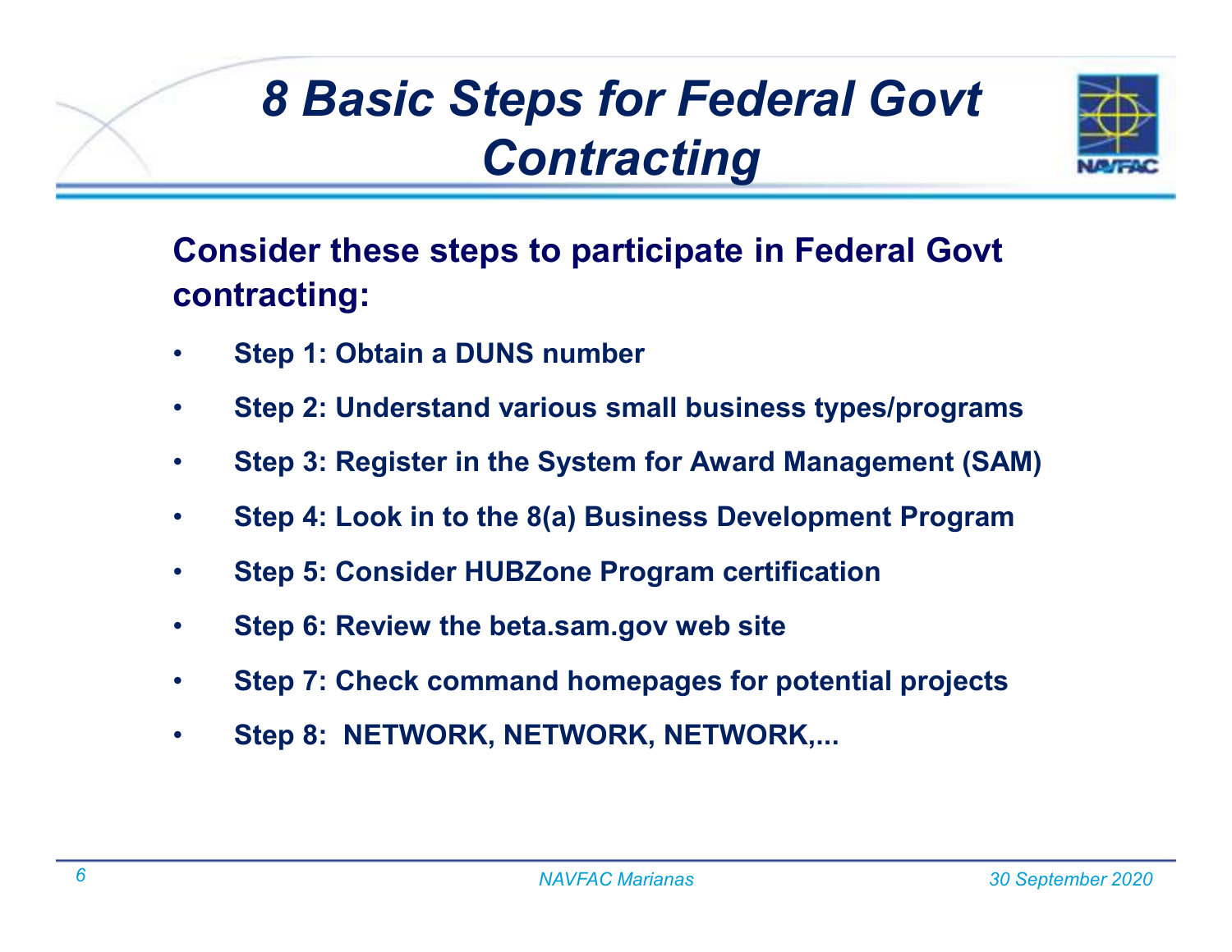# *8 Basic Steps for Federal Govt Contracting*

**Consider these steps to participate in Federal Govt contracting:**

- **Step 1: Obtain a DUNS number**
- **Step 2: Understand various small business types/programs**
- **Step 3: Register in the System for Award Management (SAM)**
- **Step 4: Look in to the 8(a) Business Development Program**
- **Step 5: Consider HUBZone Program certification**
- **Step 6: Review the beta.sam.gov web site**
- **Step 7: Check command homepages for potential projects**
- **Step 8: NETWORK, NETWORK, NETWORK,...**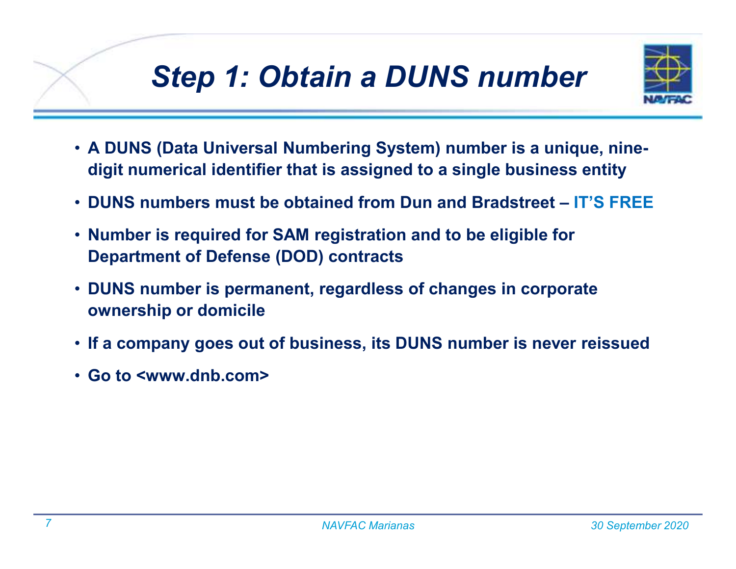# Step 1: Obtain a DUNS number

- **A DUNS (Data Universal Numbering System) number is a unique, nine-digit numerical identifier that is assigned to a single business entity**
- **DUNS numbers must be obtained from Dun and Bradstreet – IT'S FREE**
- **Number is required for SAM registration and to be eligible for Department of Defense (DOD) contracts**
- **DUNS number is permanent, regardless of changes in corporate ownership or domicile**
- **If a company goes out of business, its DUNS number is never reissued**
- **Go to <www.dnb.com>**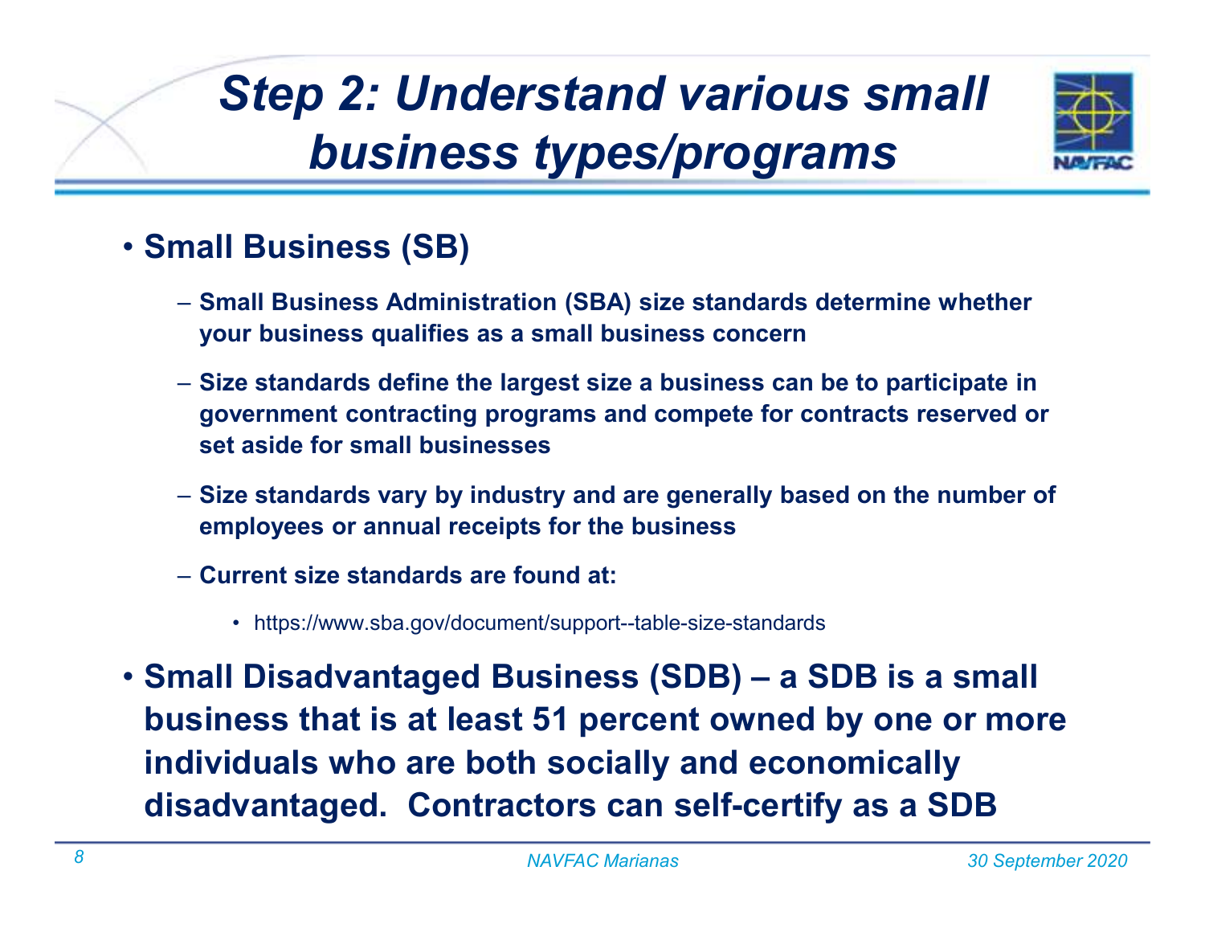# Step 2: Understand various small business types/programs

- **Small Business (SB)**
  - **Small Business Administration (SBA) size standards determine whether your business qualifies as a small business concern**
  - **Size standards define the largest size a business can be to participate in government contracting programs and compete for contracts reserved or set aside for small businesses**
  - **Size standards vary by industry and are generally based on the number of employees or annual receipts for the business**
  - **Current size standards are found at:**
    - https://www.sba.gov/document/support--table-size-standards
- **Small Disadvantaged Business (SDB) – a SDB is a small business that is at least 51 percent owned by one or more individuals who are both socially and economically disadvantaged. Contractors can self-certify as a SDB**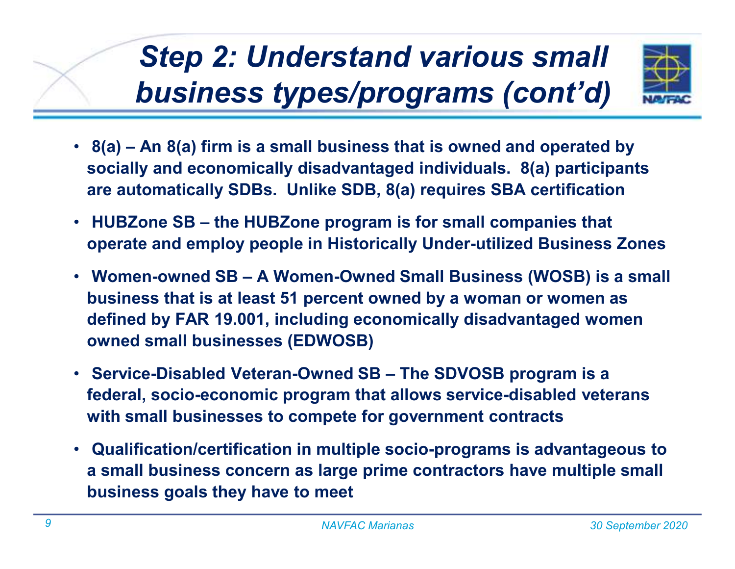# *Step 2: Understand various small business types/programs (cont'd)*

- **8(a) – An 8(a) firm is a small business that is owned and operated by socially and economically disadvantaged individuals. 8(a) participants are automatically SDBs. Unlike SDB, 8(a) requires SBA certification**
- **HUBZone SB – the HUBZone program is for small companies that operate and employ people in Historically Under-utilized Business Zones**
- **Women-owned SB – A Women-Owned Small Business (WOSB) is a small business that is at least 51 percent owned by a woman or women as defined by FAR 19.001, including economically disadvantaged women owned small businesses (EDWOSB)**
- **Service-Disabled Veteran-Owned SB – The SDVOSB program is a federal, socio-economic program that allows service-disabled veterans with small businesses to compete for government contracts**
- **Qualification/certification in multiple socio-programs is advantageous to a small business concern as large prime contractors have multiple small business goals they have to meet**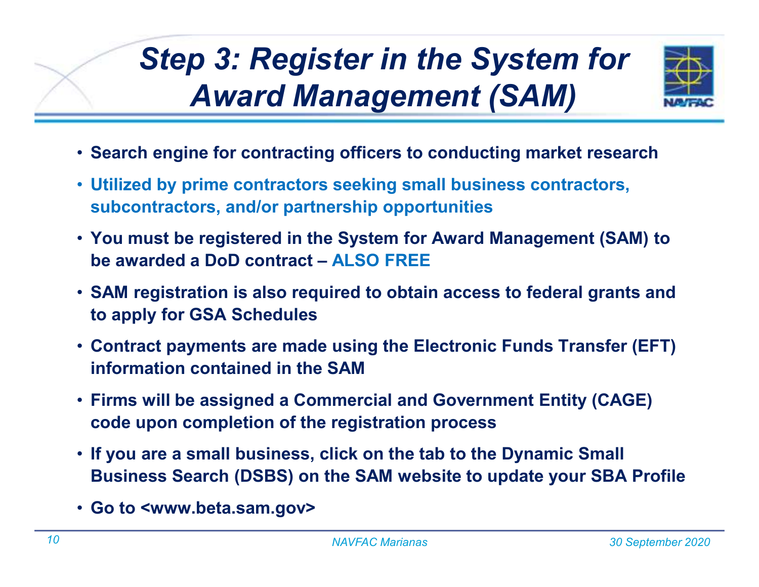# Step 3: Register in the System for Award Management (SAM)

- Search engine for contracting officers to conducting market research
- Utilized by prime contractors seeking small business contractors, subcontractors, and/or partnership opportunities
- You must be registered in the System for Award Management (SAM) to be awarded a DoD contract – ALSO FREE
- SAM registration is also required to obtain access to federal grants and to apply for GSA Schedules
- Contract payments are made using the Electronic Funds Transfer (EFT) information contained in the SAM
- Firms will be assigned a Commercial and Government Entity (CAGE) code upon completion of the registration process
- If you are a small business, click on the tab to the Dynamic Small Business Search (DSBS) on the SAM website to update your SBA Profile
- Go to <www.beta.sam.gov>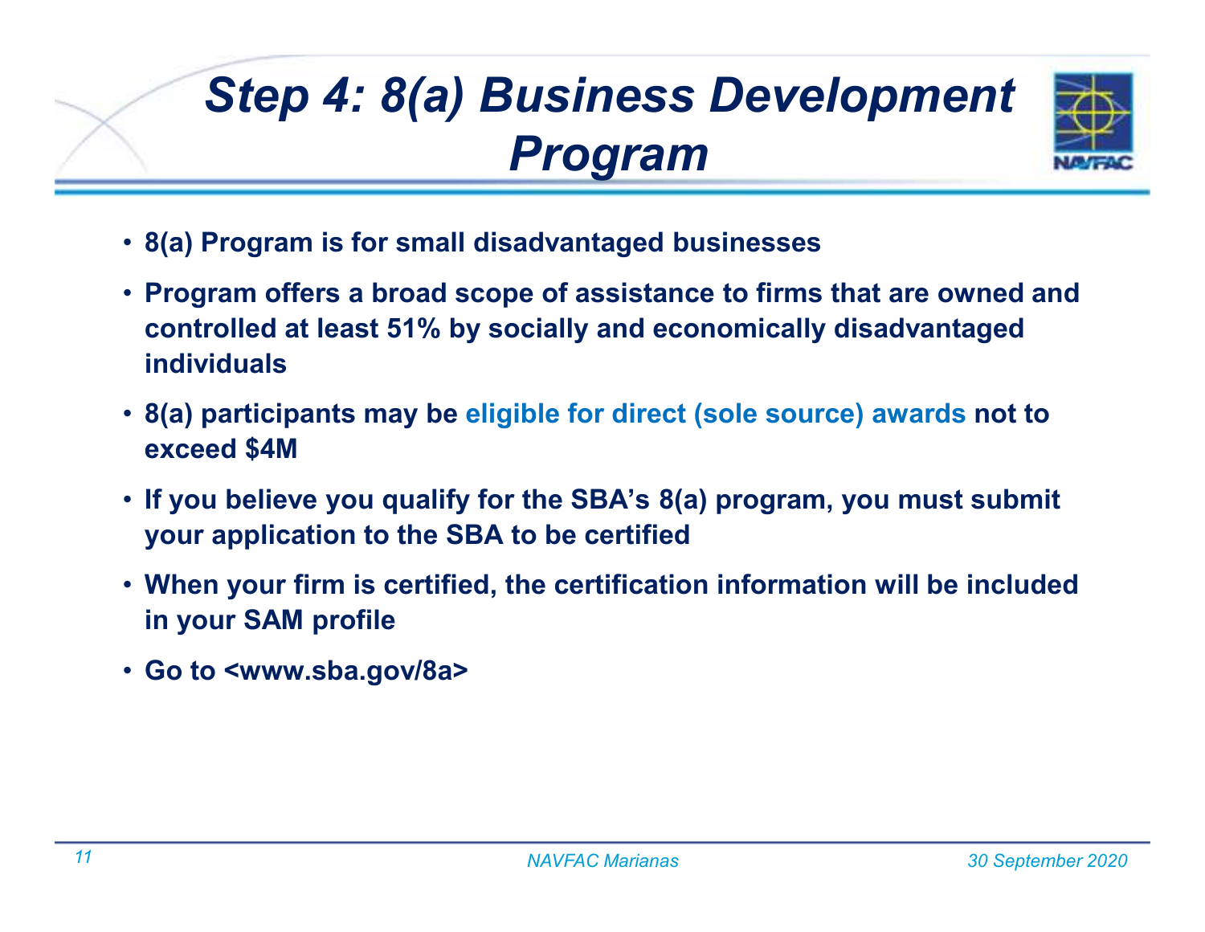# Step 4: 8(a) Business Development Program

- 8(a) Program is for small disadvantaged businesses
- Program offers a broad scope of assistance to firms that are owned and controlled at least 51% by socially and economically disadvantaged individuals
- 8(a) participants may be eligible for direct (sole source) awards not to exceed $4M
- If you believe you qualify for the SBA's 8(a) program, you must submit your application to the SBA to be certified
- When your firm is certified, the certification information will be included in your SAM profile
- Go to <www.sba.gov/8a>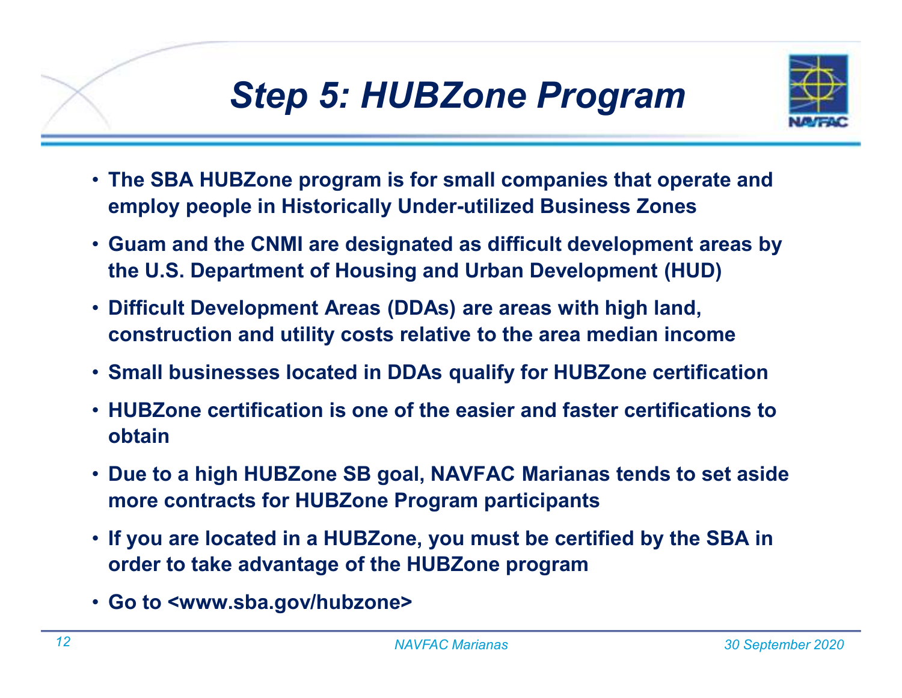# Step 5: HUBZone Program

- The SBA HUBZone program is for small companies that operate and employ people in Historically Under-utilized Business Zones
- Guam and the CNMI are designated as difficult development areas by the U.S. Department of Housing and Urban Development (HUD)
- Difficult Development Areas (DDAs) are areas with high land, construction and utility costs relative to the area median income
- Small businesses located in DDAs qualify for HUBZone certification
- HUBZone certification is one of the easier and faster certifications to obtain
- Due to a high HUBZone SB goal, NAVFAC Marianas tends to set aside more contracts for HUBZone Program participants
- If you are located in a HUBZone, you must be certified by the SBA in order to take advantage of the HUBZone program
- Go to <www.sba.gov/hubzone>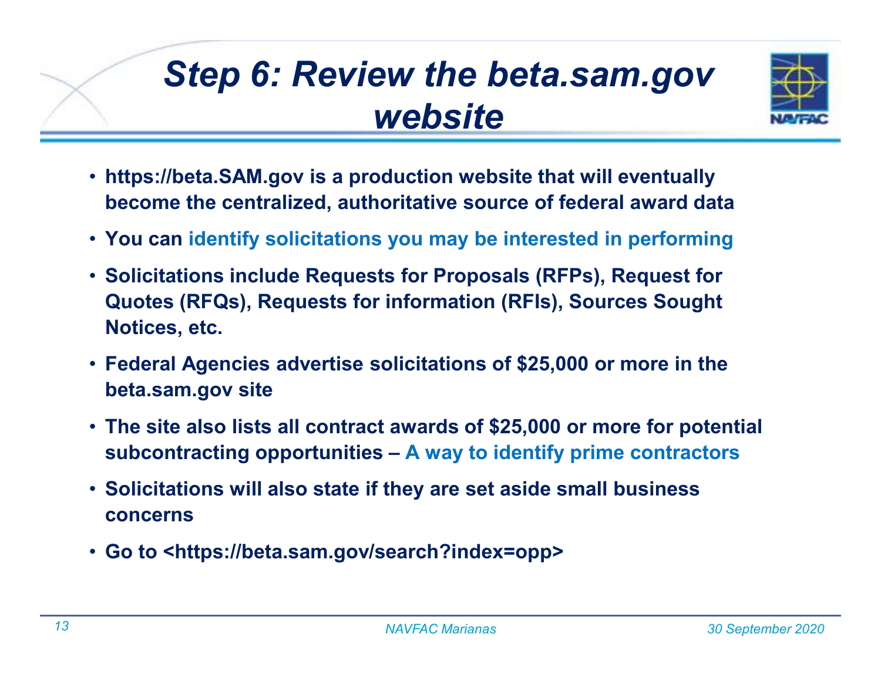# Step 6: Review the beta.sam.gov website

- https://beta.SAM.gov is a production website that will eventually become the centralized, authoritative source of federal award data
- You can identify solicitations you may be interested in performing
- Solicitations include Requests for Proposals (RFPs), Request for Quotes (RFQs), Requests for information (RFIs), Sources Sought Notices, etc.
- Federal Agencies advertise solicitations of $25,000 or more in the beta.sam.gov site
- The site also lists all contract awards of $25,000 or more for potential subcontracting opportunities – A way to identify prime contractors
- Solicitations will also state if they are set aside small business concerns
- Go to <https://beta.sam.gov/search?index=opp>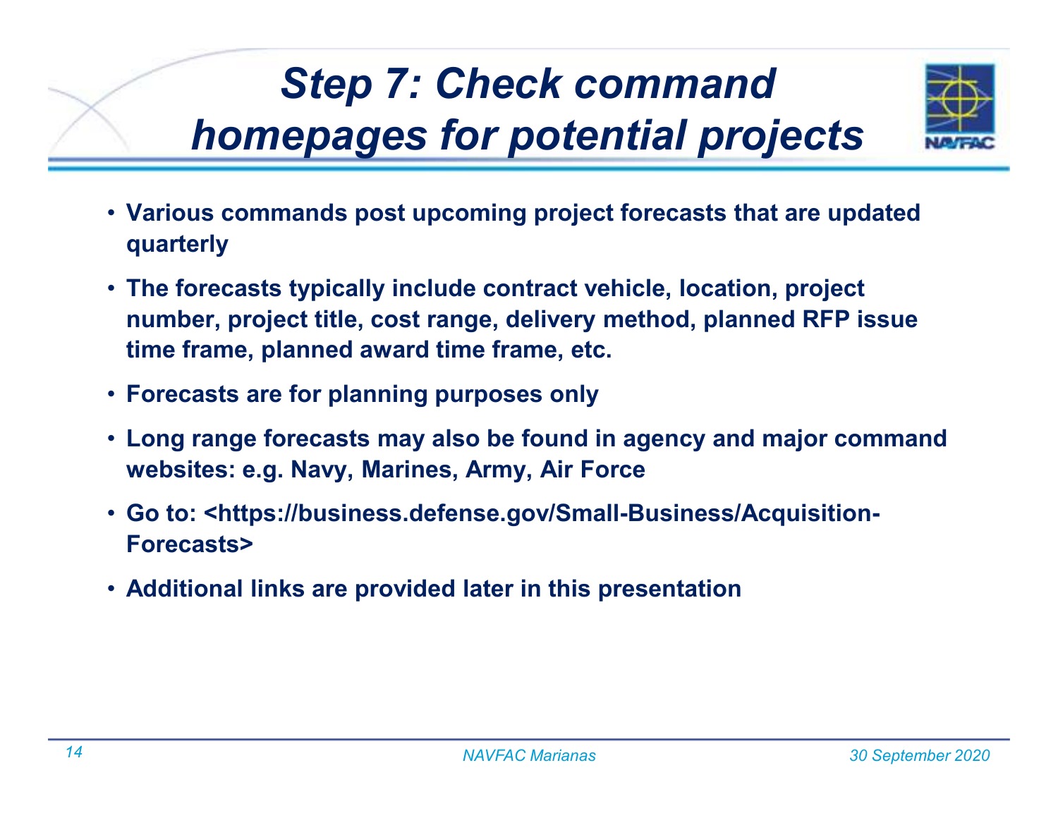# Step 7: Check command homepages for potential projects

- Various commands post upcoming project forecasts that are updated quarterly
- The forecasts typically include contract vehicle, location, project number, project title, cost range, delivery method, planned RFP issue time frame, planned award time frame, etc.
- Forecasts are for planning purposes only
- Long range forecasts may also be found in agency and major command websites: e.g. Navy, Marines, Army, Air Force
- Go to: <https://business.defense.gov/Small-Business/Acquisition-Forecasts>
- Additional links are provided later in this presentation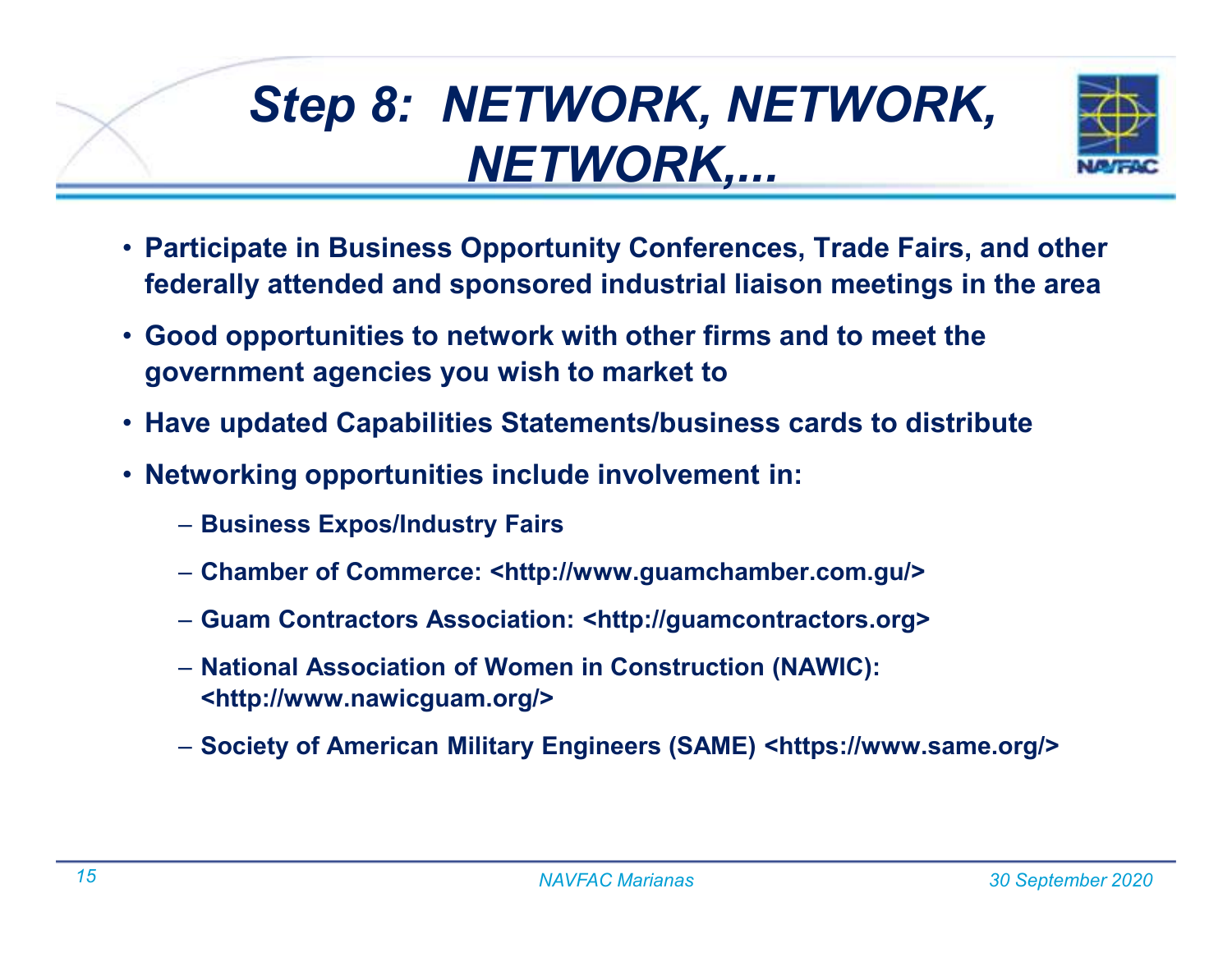# *Step 8: NETWORK, NETWORK, NETWORK,...*

- **Participate in Business Opportunity Conferences, Trade Fairs, and other federally attended and sponsored industrial liaison meetings in the area**
- **Good opportunities to network with other firms and to meet the government agencies you wish to market to**
- **Have updated Capabilities Statements/business cards to distribute**
- **Networking opportunities include involvement in:**
  - **Business Expos/Industry Fairs**
  - **Chamber of Commerce: <http://www.guamchamber.com.gu/>**
  - **Guam Contractors Association: <http://guamcontractors.org>**
  - **National Association of Women in Construction (NAWIC): <http://www.nawicguam.org/>**
  - **Society of American Military Engineers (SAME) <https://www.same.org/>**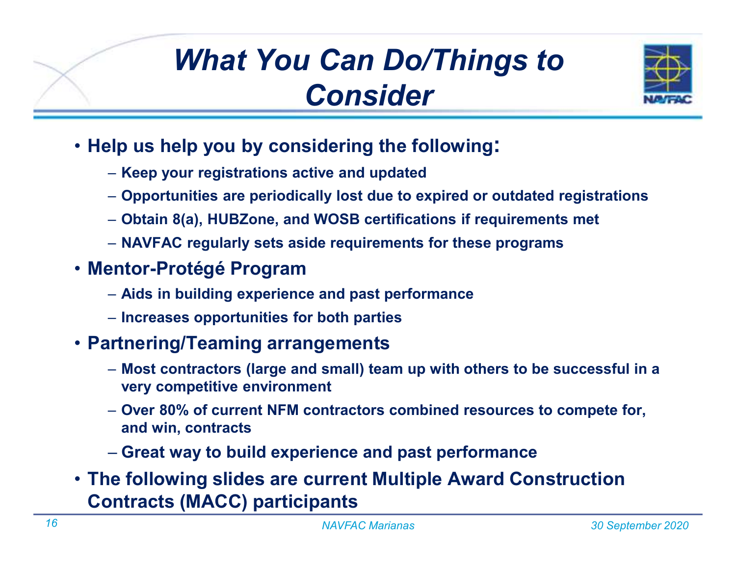# What You Can Do/Things to Consider

- **Help us help you by considering the following:**
  - **Keep your registrations active and updated**
  - **Opportunities are periodically lost due to expired or outdated registrations**
  - **Obtain 8(a), HUBZone, and WOSB certifications if requirements met**
  - **NAVFAC regularly sets aside requirements for these programs**
- **Mentor-Protégé Program**
  - **Aids in building experience and past performance**
  - **Increases opportunities for both parties**
- **Partnering/Teaming arrangements**
  - **Most contractors (large and small) team up with others to be successful in a very competitive environment**
  - **Over 80% of current NFM contractors combined resources to compete for, and win, contracts**
  - **Great way to build experience and past performance**
- **The following slides are current Multiple Award Construction Contracts (MACC) participants**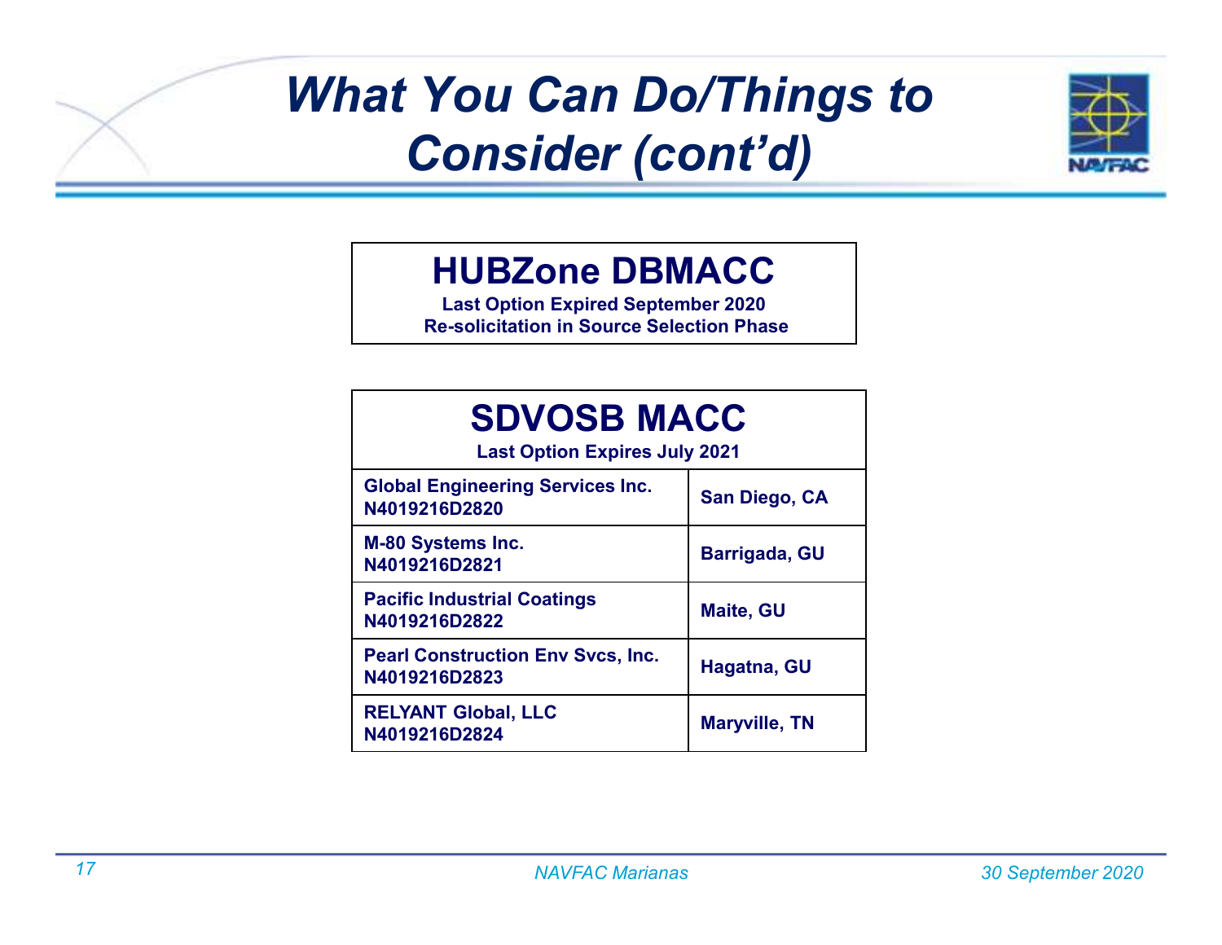# What You Can Do/Things to Consider (cont'd)

## HUBZone DBMACC

**Last Option Expired September 2020**
**Re-solicitation in Source Selection Phase**

## SDVOSB MACC

**Last Option Expires July 2021**

| Contractor | Location |
|---|---|
| **Global Engineering Services Inc.** **N4019216D2820** | **San Diego, CA** |
| **M-80 Systems Inc.** **N4019216D2821** | **Barrigada, GU** |
| **Pacific Industrial Coatings** **N4019216D2822** | **Maite, GU** |
| **Pearl Construction Env Svcs, Inc.** **N4019216D2823** | **Hagatna, GU** |
| **RELYANT Global, LLC** **N4019216D2824** | **Maryville, TN** |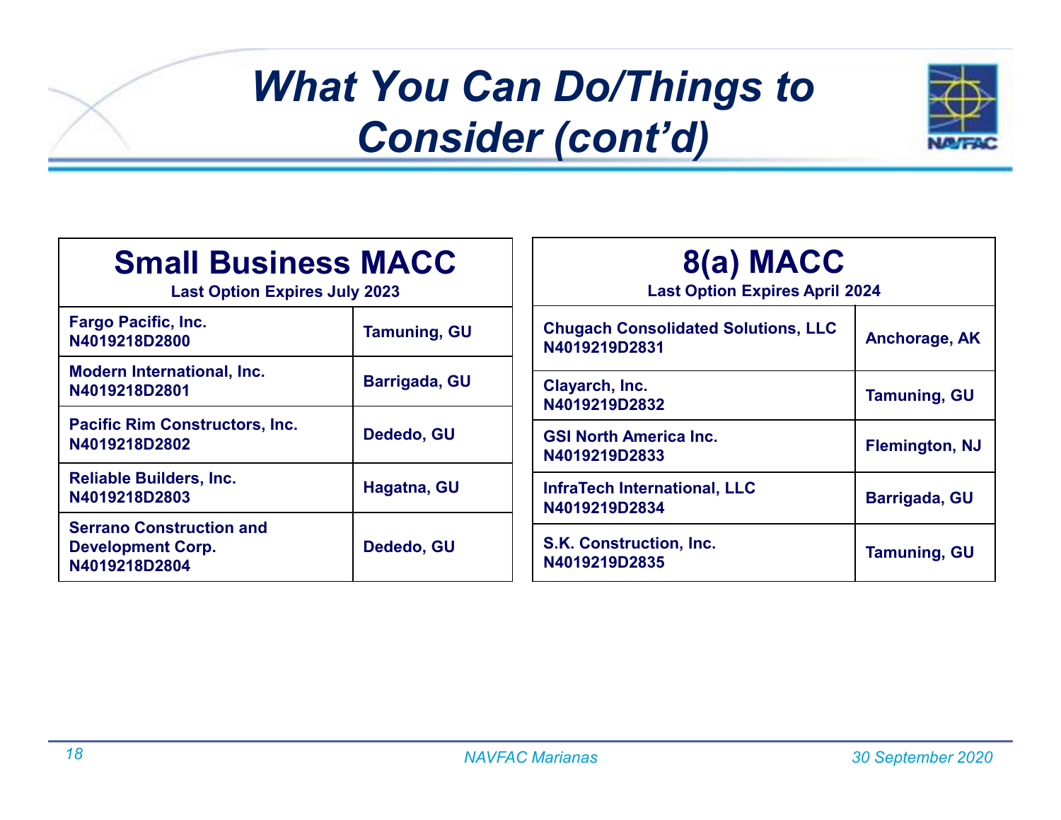# What You Can Do/Things to Consider (cont'd)

| Small Business MACC<br>Last Option Expires July 2023 | |
|---|---|
| Fargo Pacific, Inc.<br>N4019218D2800 | Tamuning, GU |
| Modern International, Inc.<br>N4019218D2801 | Barrigada, GU |
| Pacific Rim Constructors, Inc.<br>N4019218D2802 | Dededo, GU |
| Reliable Builders, Inc.<br>N4019218D2803 | Hagatna, GU |
| Serrano Construction and Development Corp.<br>N4019218D2804 | Dededo, GU |

| 8(a) MACC<br>Last Option Expires April 2024 | |
|---|---|
| Chugach Consolidated Solutions, LLC<br>N4019219D2831 | Anchorage, AK |
| Clayarch, Inc.<br>N4019219D2832 | Tamuning, GU |
| GSI North America Inc.<br>N4019219D2833 | Flemington, NJ |
| InfraTech International, LLC<br>N4019219D2834 | Barrigada, GU |
| S.K. Construction, Inc.<br>N4019219D2835 | Tamuning, GU |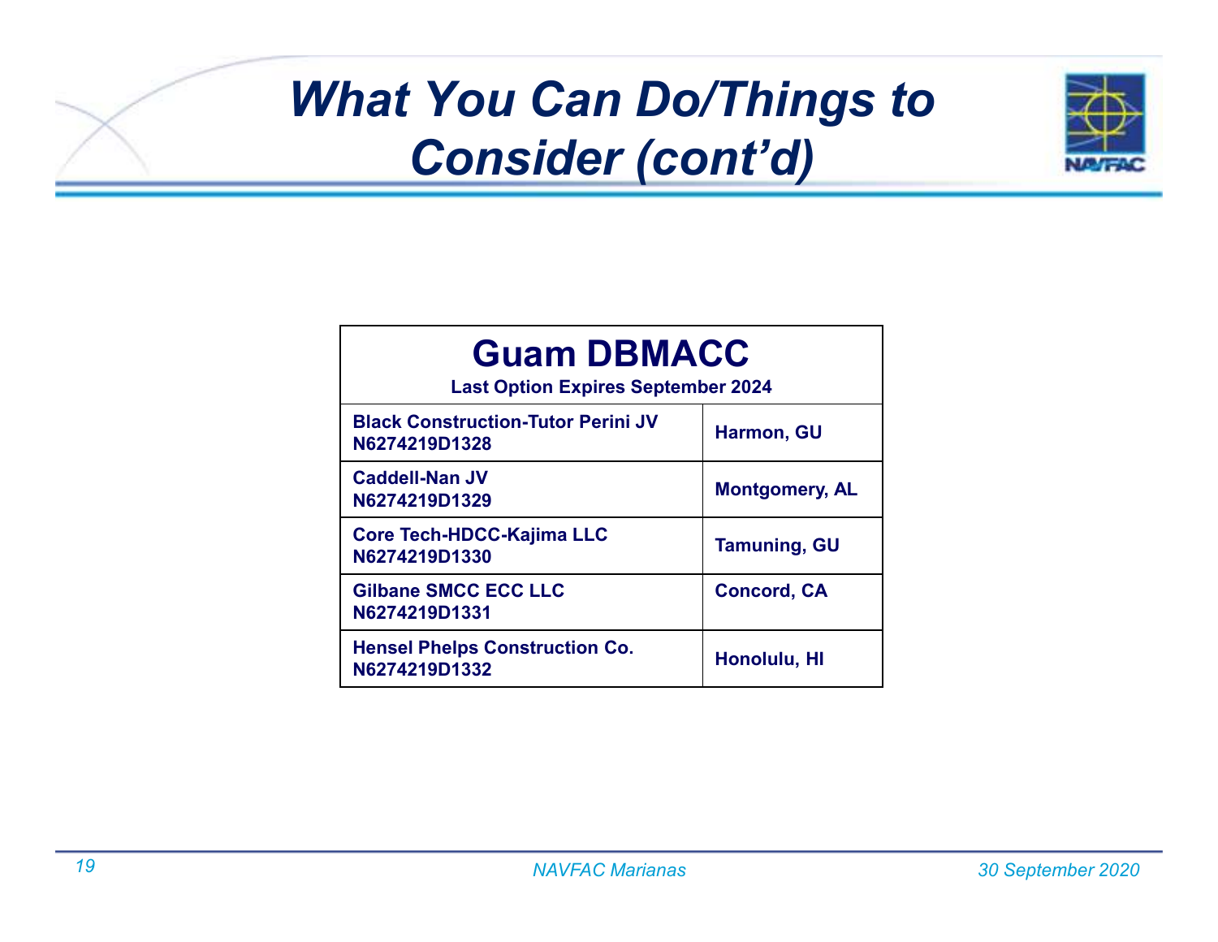# What You Can Do/Things to Consider (cont'd)

| Guam DBMACC<br>Last Option Expires September 2024 | |
|---|---|
| Black Construction-Tutor Perini JV<br>N6274219D1328 | Harmon, GU |
| Caddell-Nan JV<br>N6274219D1329 | Montgomery, AL |
| Core Tech-HDCC-Kajima LLC<br>N6274219D1330 | Tamuning, GU |
| Gilbane SMCC ECC LLC<br>N6274219D1331 | Concord, CA |
| Hensel Phelps Construction Co.<br>N6274219D1332 | Honolulu, HI |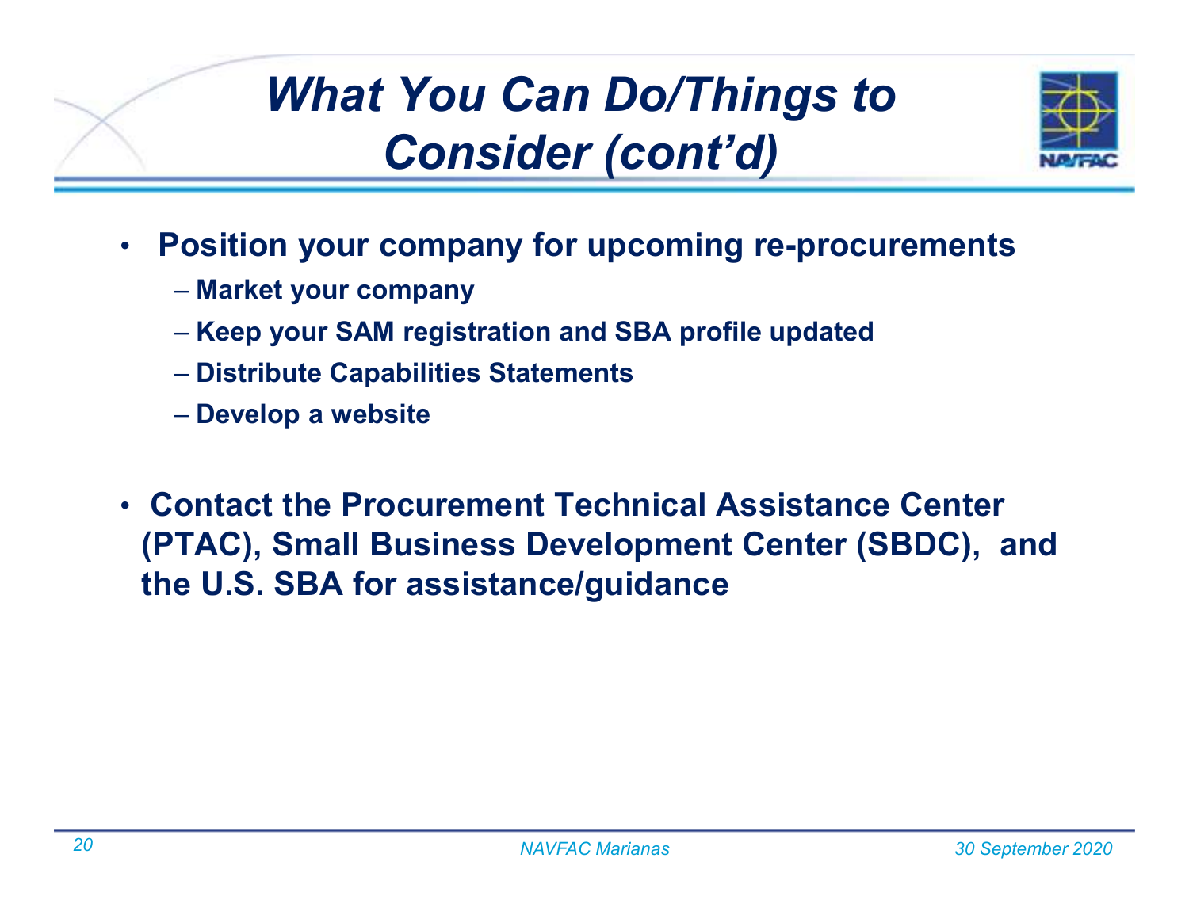# *What You Can Do/Things to Consider (cont'd)*

- **Position your company for upcoming re-procurements**
  - **Market your company**
  - **Keep your SAM registration and SBA profile updated**
  - **Distribute Capabilities Statements**
  - **Develop a website**

- **Contact the Procurement Technical Assistance Center (PTAC), Small Business Development Center (SBDC), and the U.S. SBA for assistance/guidance**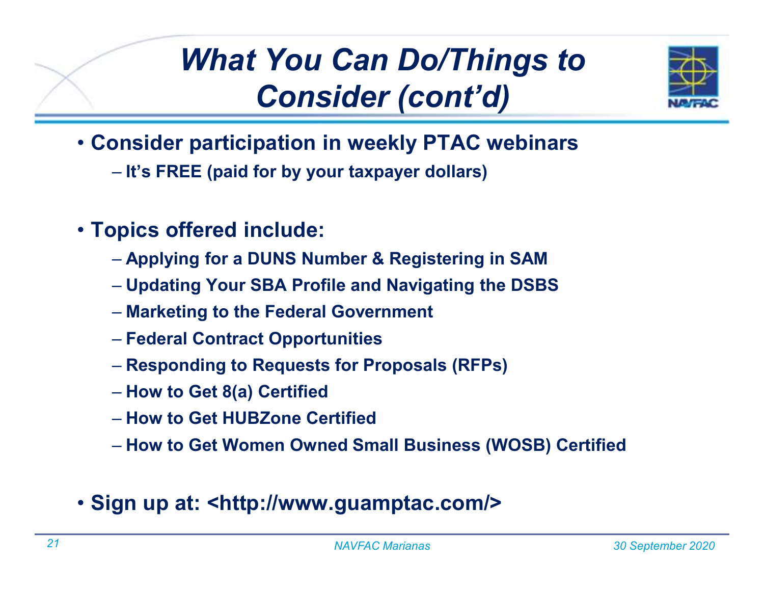# *What You Can Do/Things to Consider (cont'd)*

- **Consider participation in weekly PTAC webinars**
  - **It's FREE (paid for by your taxpayer dollars)**

- **Topics offered include:**
  - **Applying for a DUNS Number & Registering in SAM**
  - **Updating Your SBA Profile and Navigating the DSBS**
  - **Marketing to the Federal Government**
  - **Federal Contract Opportunities**
  - **Responding to Requests for Proposals (RFPs)**
  - **How to Get 8(a) Certified**
  - **How to Get HUBZone Certified**
  - **How to Get Women Owned Small Business (WOSB) Certified**

- **Sign up at: <http://www.guamptac.com/>**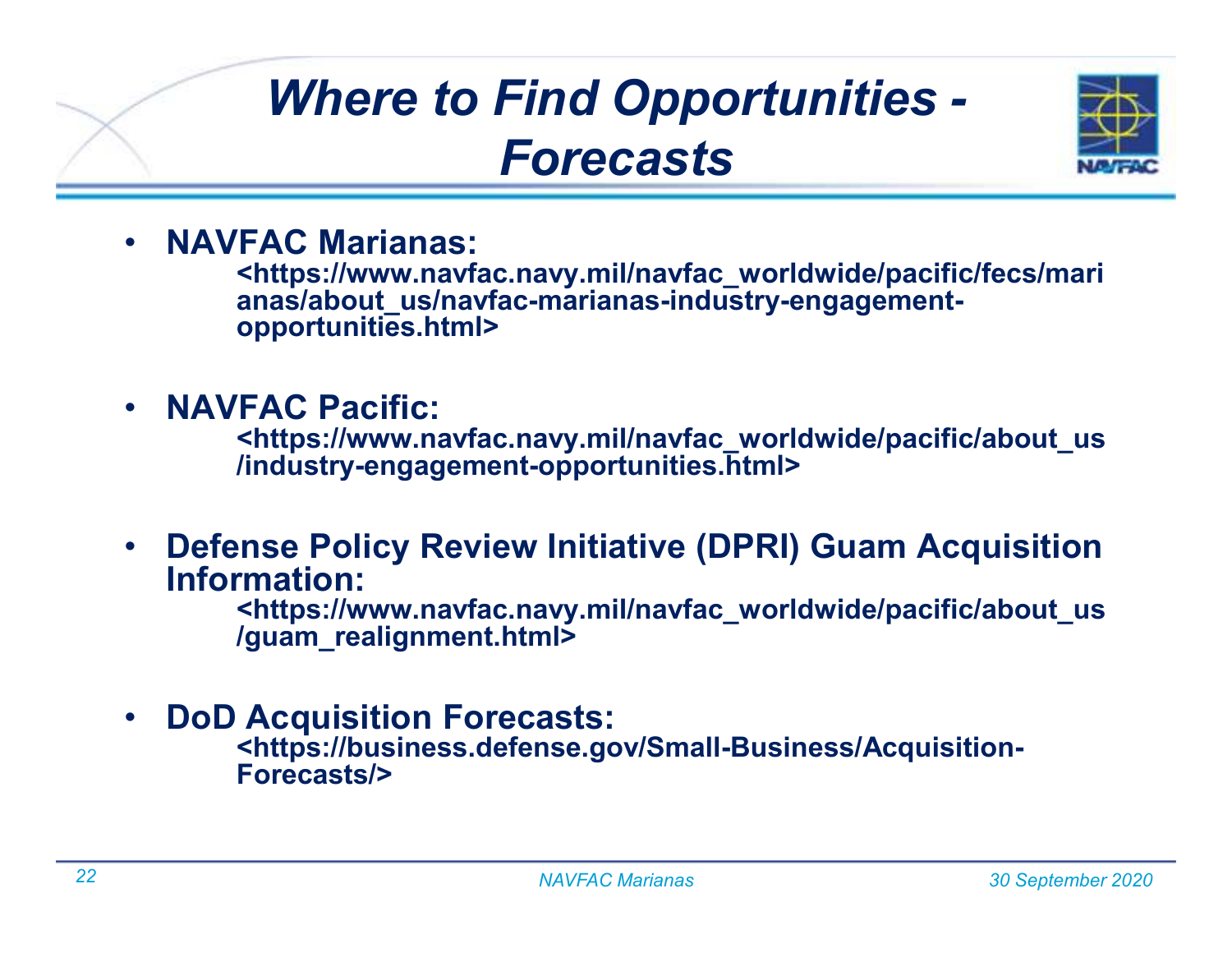# *Where to Find Opportunities - Forecasts*

- **NAVFAC Marianas:**
  **<https://www.navfac.navy.mil/navfac_worldwide/pacific/fecs/marianas/about_us/navfac-marianas-industry-engagement-opportunities.html>**

- **NAVFAC Pacific:**
  **<https://www.navfac.navy.mil/navfac_worldwide/pacific/about_us/industry-engagement-opportunities.html>**

- **Defense Policy Review Initiative (DPRI) Guam Acquisition Information:**
  **<https://www.navfac.navy.mil/navfac_worldwide/pacific/about_us/guam_realignment.html>**

- **DoD Acquisition Forecasts:**
  **<https://business.defense.gov/Small-Business/Acquisition-Forecasts/>**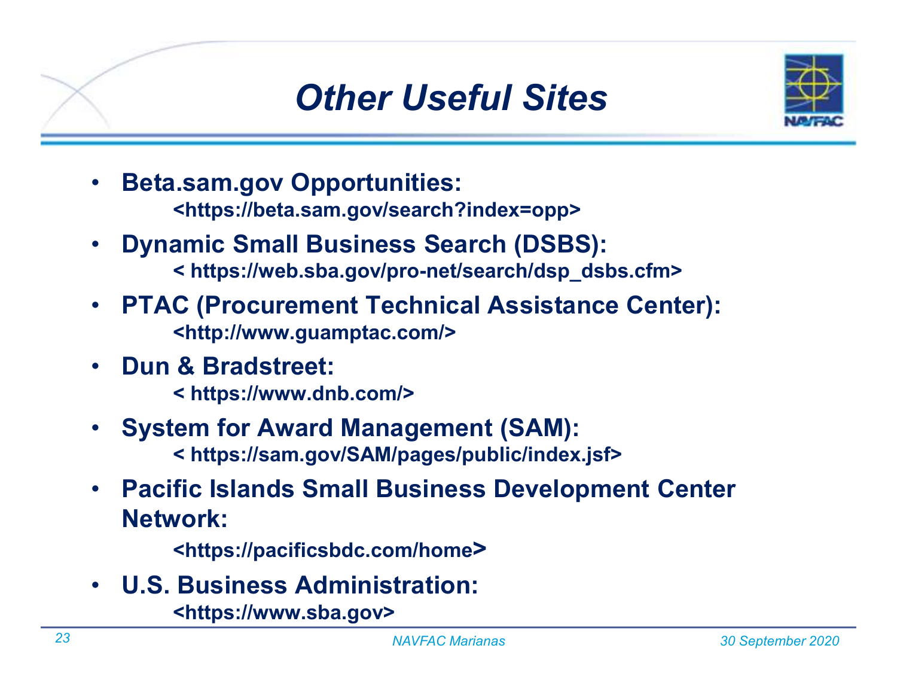# Other Useful Sites

- **Beta.sam.gov Opportunities:**
  **<https://beta.sam.gov/search?index=opp>**
- **Dynamic Small Business Search (DSBS):**
  **< https://web.sba.gov/pro-net/search/dsp_dsbs.cfm>**
- **PTAC (Procurement Technical Assistance Center):**
  **<http://www.guamptac.com/>**
- **Dun & Bradstreet:**
  **< https://www.dnb.com/>**
- **System for Award Management (SAM):**
  **< https://sam.gov/SAM/pages/public/index.jsf>**
- **Pacific Islands Small Business Development Center Network:**
  **<https://pacificsbdc.com/home>**
- **U.S. Business Administration:**
  **<https://www.sba.gov>**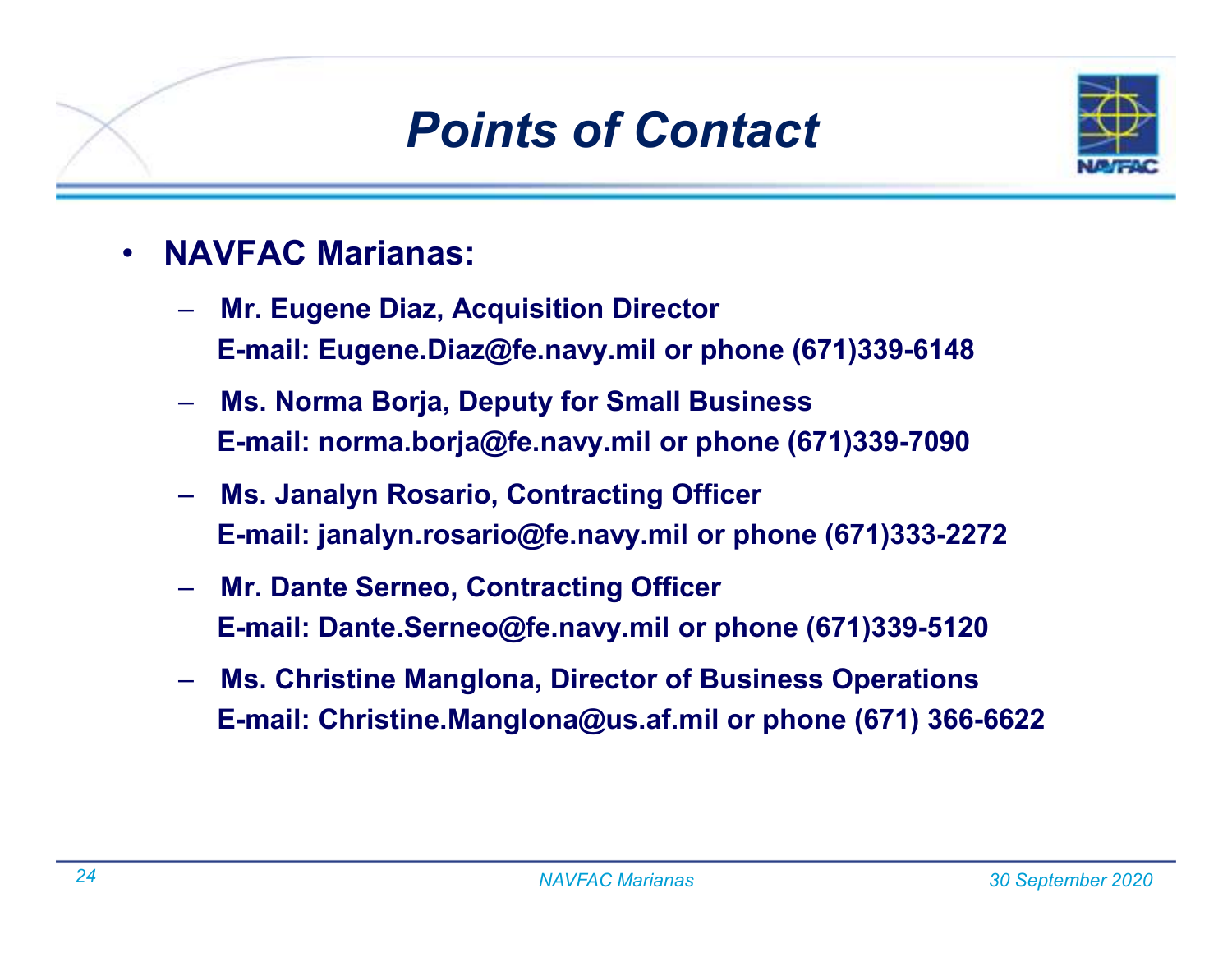# Points of Contact

- **NAVFAC Marianas:**
  - **Mr. Eugene Diaz, Acquisition Director**
    **E-mail: Eugene.Diaz@fe.navy.mil or phone (671)339-6148**
  - **Ms. Norma Borja, Deputy for Small Business**
    **E-mail: norma.borja@fe.navy.mil or phone (671)339-7090**
  - **Ms. Janalyn Rosario, Contracting Officer**
    **E-mail: janalyn.rosario@fe.navy.mil or phone (671)333-2272**
  - **Mr. Dante Serneo, Contracting Officer**
    **E-mail: Dante.Serneo@fe.navy.mil or phone (671)339-5120**
  - **Ms. Christine Manglona, Director of Business Operations**
    **E-mail: Christine.Manglona@us.af.mil or phone (671) 366-6622**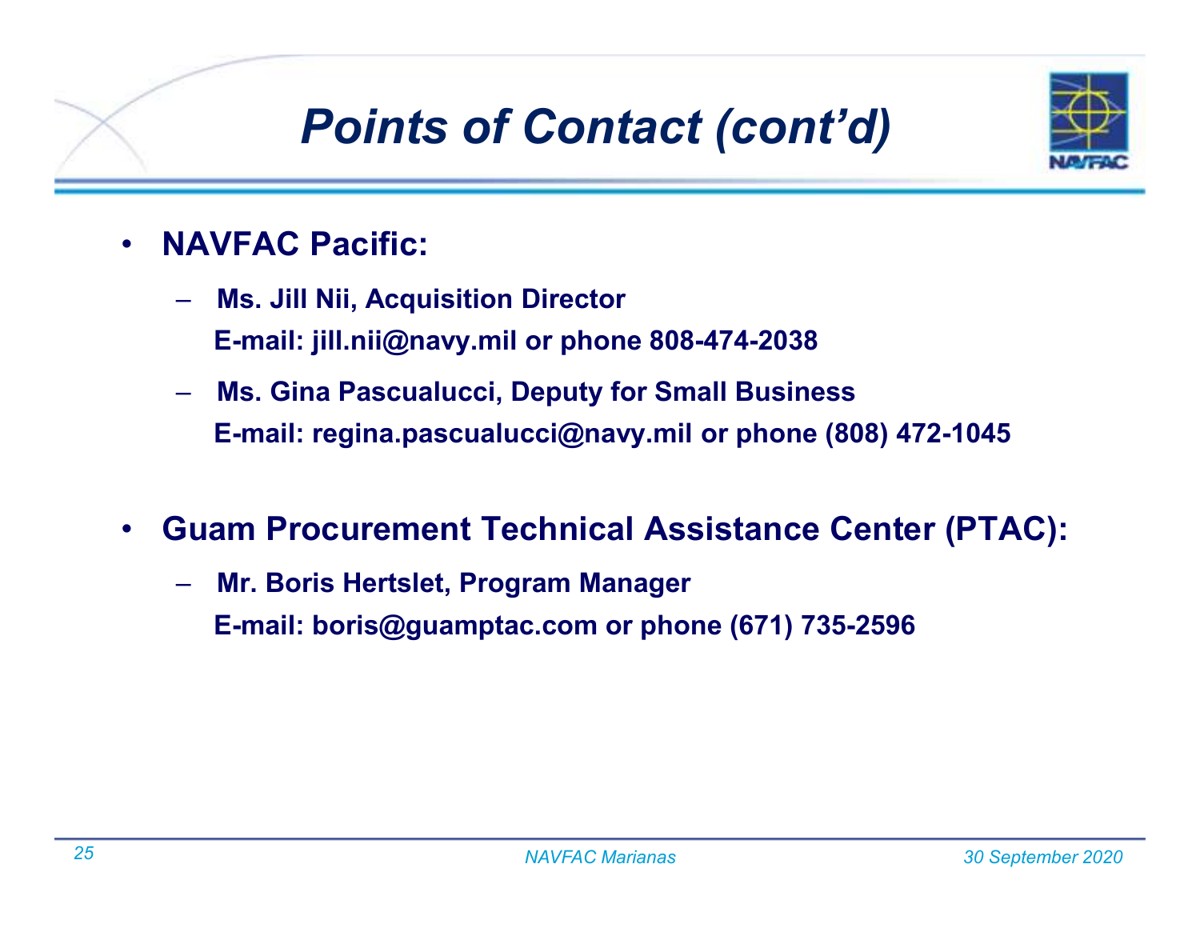# Points of Contact (cont'd)

- **NAVFAC Pacific:**
  - **Ms. Jill Nii, Acquisition Director**
    **E-mail: jill.nii@navy.mil or phone 808-474-2038**
  - **Ms. Gina Pascualucci, Deputy for Small Business**
    **E-mail: regina.pascualucci@navy.mil or phone (808) 472-1045**

- **Guam Procurement Technical Assistance Center (PTAC):**
  - **Mr. Boris Hertslet, Program Manager**
    **E-mail: boris@guamptac.com or phone (671) 735-2596**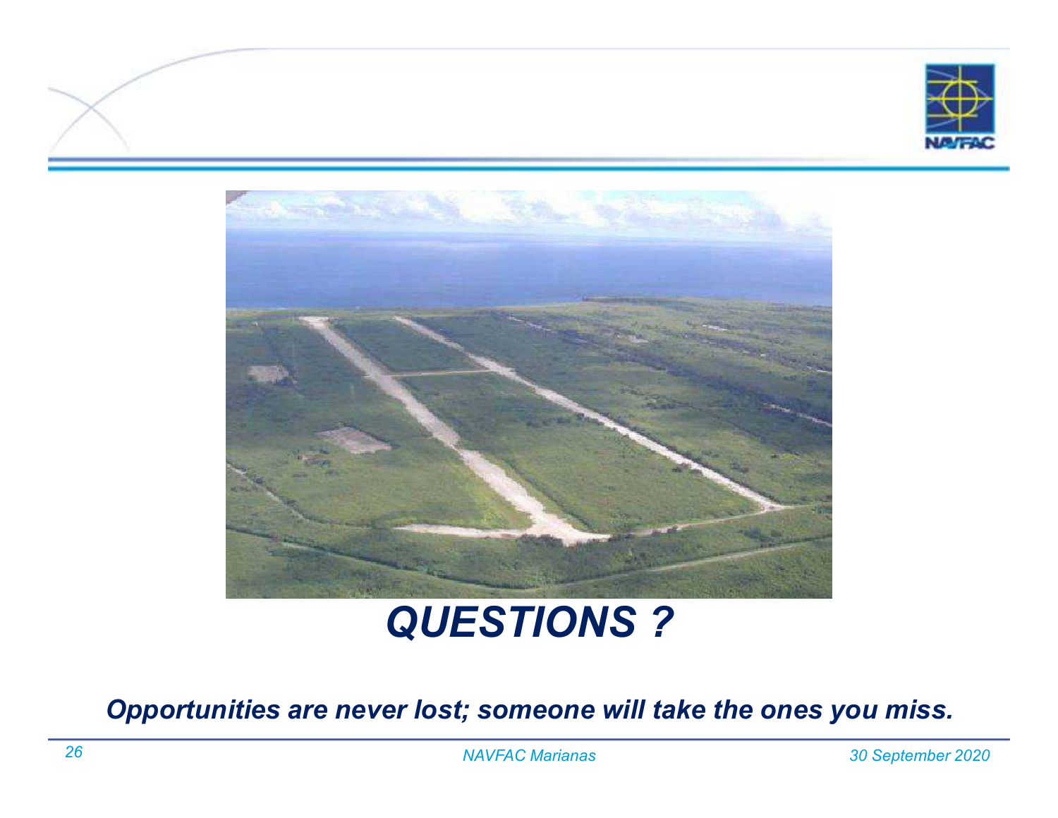# QUESTIONS ?

***Opportunities are never lost; someone will take the ones you miss.***